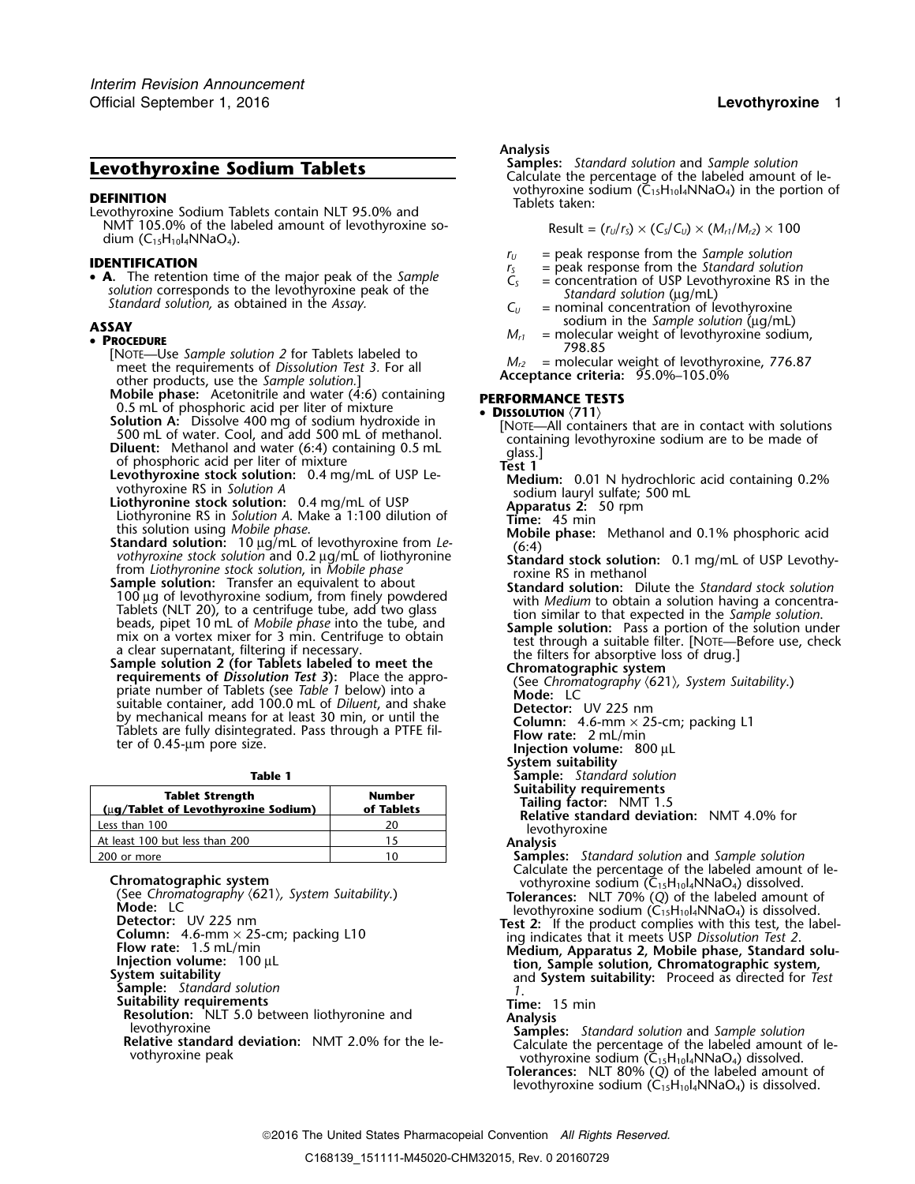# Levothyroxine Sodium Tablets

## DEFINITION

Levothyroxine Sodium Tablets contain NLT 95.0% and NMT 105.0% of the labeled amount of levothyroxine sodium ($C_{15}H_{10}I_4NNaO_4$).

## IDENTIFICATION

- **A.** The retention time of the major peak of the *Sample solution* corresponds to the levothyroxine peak of the *Standard solution*, as obtained in the *Assay*.

## ASSAY

- **PROCEDURE**

[NOTE—Use *Sample solution 2* for Tablets labeled to meet the requirements of *Dissolution Test 3*. For all other products, use the *Sample solution*.]

**Mobile phase:** Acetonitrile and water (4:6) containing 0.5 mL of phosphoric acid per liter of mixture

**Solution A:** Dissolve 400 mg of sodium hydroxide in 500 mL of water. Cool, and add 500 mL of methanol.

**Diluent:** Methanol and water (6:4) containing 0.5 mL of phosphoric acid per liter of mixture

**Levothyroxine stock solution:** 0.4 mg/mL of USP Levothyroxine RS in *Solution A*

**Liothyronine stock solution:** 0.4 mg/mL of USP Liothyronine RS in *Solution A*. Make a 1:100 dilution of this solution using *Mobile phase*.

**Standard solution:** 10 µg/mL of levothyroxine from *Levothyroxine stock solution* and 0.2 µg/mL of liothyronine from *Liothyronine stock solution*, in *Mobile phase*

**Sample solution:** Transfer an equivalent to about 100 µg of levothyroxine sodium, from finely powdered Tablets (NLT 20), to a centrifuge tube, add two glass beads, pipet 10 mL of *Mobile phase* into the tube, and mix on a vortex mixer for 3 min. Centrifuge to obtain a clear supernatant, filtering if necessary.

**Sample solution 2 (for Tablets labeled to meet the requirements of *Dissolution Test 3*):** Place the appropriate number of Tablets (see *Table 1* below) into a suitable container, add 100.0 mL of *Diluent*, and shake by mechanical means for at least 30 min, or until the Tablets are fully disintegrated. Pass through a PTFE filter of 0.45-µm pore size.

**Table 1**

| Tablet Strength (µg/Tablet of Levothyroxine Sodium) | Number of Tablets |
|---|---|
| Less than 100 | 20 |
| At least 100 but less than 200 | 15 |
| 200 or more | 10 |

**Chromatographic system**

(See *Chromatography* ⟨621⟩, *System Suitability*.)

**Mode:** LC

**Detector:** UV 225 nm

**Column:** 4.6-mm × 25-cm; packing L10

**Flow rate:** 1.5 mL/min

**Injection volume:** 100 µL

**System suitability**

**Sample:** *Standard solution*

**Suitability requirements**

**Resolution:** NLT 5.0 between liothyronine and levothyroxine

**Relative standard deviation:** NMT 2.0% for the levothyroxine peak

**Analysis**

**Samples:** *Standard solution* and *Sample solution*

Calculate the percentage of the labeled amount of levothyroxine sodium ($C_{15}H_{10}I_4NNaO_4$) in the portion of Tablets taken:

$$\text{Result} = (r_U/r_S) \times (C_S/C_U) \times (M_{r1}/M_{r2}) \times 100$$

$r_U$ = peak response from the *Sample solution*

$r_S$ = peak response from the *Standard solution*

$C_S$ = concentration of USP Levothyroxine RS in the *Standard solution* (µg/mL)

$C_U$ = nominal concentration of levothyroxine sodium in the *Sample solution* (µg/mL)

$M_{r1}$ = molecular weight of levothyroxine sodium, 798.85

$M_{r2}$ = molecular weight of levothyroxine, 776.87

**Acceptance criteria:** 95.0%–105.0%

## PERFORMANCE TESTS

- **DISSOLUTION ⟨711⟩**

[NOTE—All containers that are in contact with solutions containing levothyroxine sodium are to be made of glass.]

**Test 1**

**Medium:** 0.01 N hydrochloric acid containing 0.2% sodium lauryl sulfate; 500 mL

**Apparatus 2:** 50 rpm

**Time:** 45 min

**Mobile phase:** Methanol and 0.1% phosphoric acid (6:4)

**Standard stock solution:** 0.1 mg/mL of USP Levothyroxine RS in methanol

**Standard solution:** Dilute the *Standard stock solution* with *Medium* to obtain a solution having a concentration similar to that expected in the *Sample solution*.

**Sample solution:** Pass a portion of the solution under test through a suitable filter. [NOTE—Before use, check the filters for absorptive loss of drug.]

**Chromatographic system**

(See *Chromatography* ⟨621⟩, *System Suitability*.)

**Mode:** LC

**Detector:** UV 225 nm

**Column:** 4.6-mm × 25-cm; packing L1

**Flow rate:** 2 mL/min

**Injection volume:** 800 µL

**System suitability**

**Sample:** *Standard solution*

**Suitability requirements**

**Tailing factor:** NMT 1.5

**Relative standard deviation:** NMT 4.0% for levothyroxine

**Analysis**

**Samples:** *Standard solution* and *Sample solution*

Calculate the percentage of the labeled amount of levothyroxine sodium ($C_{15}H_{10}I_4NNaO_4$) dissolved.

**Tolerances:** NLT 70% (*Q*) of the labeled amount of levothyroxine sodium ($C_{15}H_{10}I_4NNaO_4$) is dissolved.

**Test 2:** If the product complies with this test, the labeling indicates that it meets USP *Dissolution Test 2*.

**Medium, Apparatus 2, Mobile phase, Standard solution, Sample solution, Chromatographic system,** and **System suitability:** Proceed as directed for *Test 1*.

**Time:** 15 min

**Analysis**

**Samples:** *Standard solution* and *Sample solution*

Calculate the percentage of the labeled amount of levothyroxine sodium ($C_{15}H_{10}I_4NNaO_4$) dissolved.

**Tolerances:** NLT 80% (*Q*) of the labeled amount of levothyroxine sodium ($C_{15}H_{10}I_4NNaO_4$) is dissolved.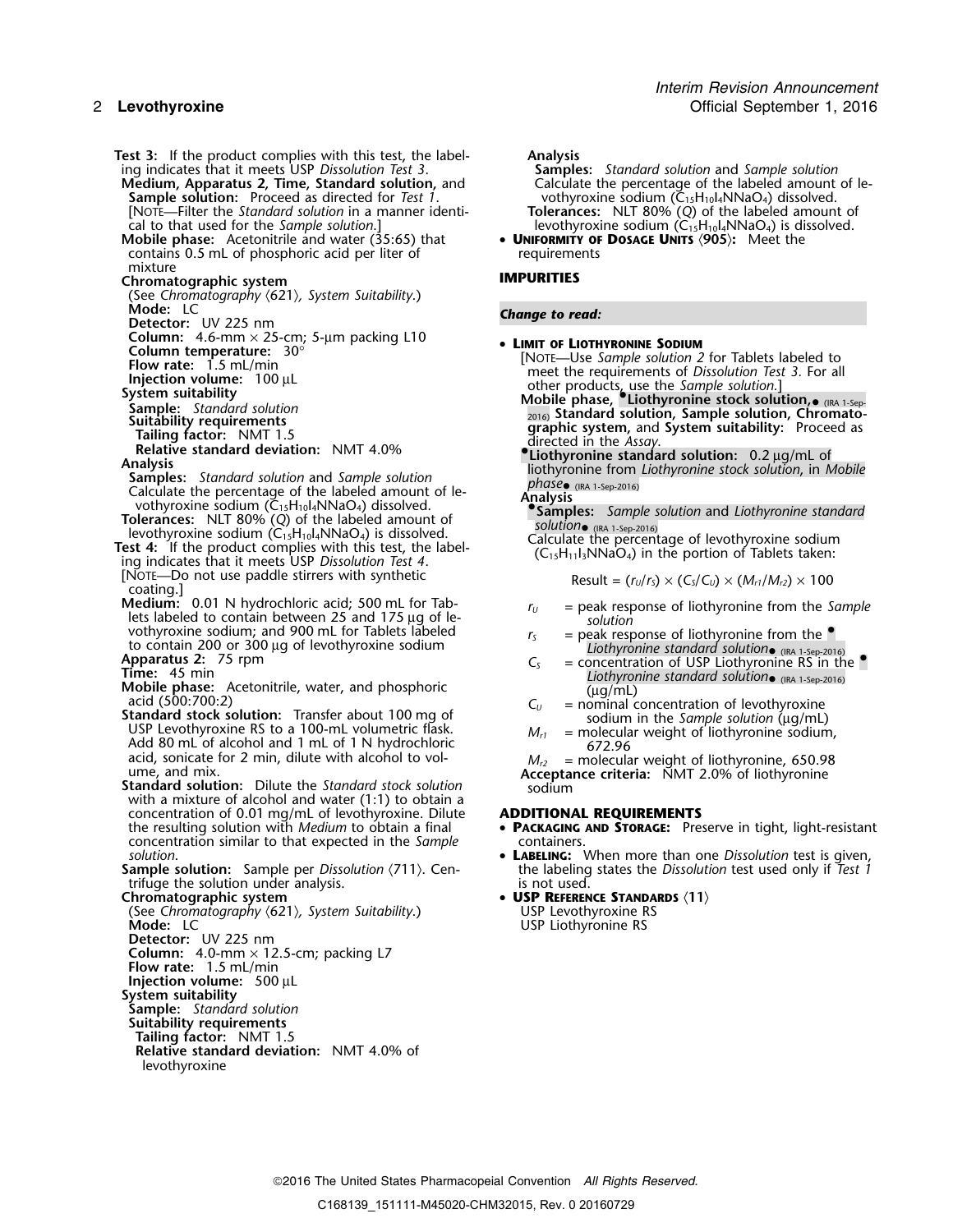**Test 3:** If the product complies with this test, the labeling indicates that it meets USP *Dissolution Test 3*.

**Medium, Apparatus 2, Time, Standard solution,** and **Sample solution:** Proceed as directed for *Test 1*. [NOTE—Filter the *Standard solution* in a manner identical to that used for the *Sample solution*.]

**Mobile phase:** Acetonitrile and water (35:65) that contains 0.5 mL of phosphoric acid per liter of mixture

**Chromatographic system**

(See *Chromatography* ⟨621⟩, *System Suitability*.)

**Mode:** LC

**Detector:** UV 225 nm

**Column:** 4.6-mm × 25-cm; 5-µm packing L10

**Column temperature:** 30°

**Flow rate:** 1.5 mL/min

**Injection volume:** 100 µL

**System suitability**

**Sample:** *Standard solution*

**Suitability requirements**

**Tailing factor:** NMT 1.5

**Relative standard deviation:** NMT 4.0%

**Analysis**

**Samples:** *Standard solution* and *Sample solution*

Calculate the percentage of the labeled amount of levothyroxine sodium ($C_{15}H_{10}I_4NNaO_4$) dissolved.

**Tolerances:** NLT 80% (*Q*) of the labeled amount of levothyroxine sodium ($C_{15}H_{10}I_4NNaO_4$) is dissolved.

**Test 4:** If the product complies with this test, the labeling indicates that it meets USP *Dissolution Test 4*.

[NOTE—Do not use paddle stirrers with synthetic coating.]

**Medium:** 0.01 N hydrochloric acid; 500 mL for Tablets labeled to contain between 25 and 175 µg of levothyroxine sodium; and 900 mL for Tablets labeled to contain 200 or 300 µg of levothyroxine sodium

**Apparatus 2:** 75 rpm

**Time:** 45 min

**Mobile phase:** Acetonitrile, water, and phosphoric acid (500:700:2)

**Standard stock solution:** Transfer about 100 mg of USP Levothyroxine RS to a 100-mL volumetric flask. Add 80 mL of alcohol and 1 mL of 1 N hydrochloric acid, sonicate for 2 min, dilute with alcohol to volume, and mix.

**Standard solution:** Dilute the *Standard stock solution* with a mixture of alcohol and water (1:1) to obtain a concentration of 0.01 mg/mL of levothyroxine. Dilute the resulting solution with *Medium* to obtain a final concentration similar to that expected in the *Sample solution*.

**Sample solution:** Sample per *Dissolution* ⟨711⟩. Centrifuge the solution under analysis.

**Chromatographic system**

(See *Chromatography* ⟨621⟩, *System Suitability*.)

**Mode:** LC

**Detector:** UV 225 nm

**Column:** 4.0-mm × 12.5-cm; packing L7

**Flow rate:** 1.5 mL/min

**Injection volume:** 500 µL

**System suitability**

**Sample:** *Standard solution*

**Suitability requirements**

**Tailing factor:** NMT 1.5

**Relative standard deviation:** NMT 4.0% of levothyroxine

**Analysis**

**Samples:** *Standard solution* and *Sample solution*

Calculate the percentage of the labeled amount of levothyroxine sodium ($C_{15}H_{10}I_4NNaO_4$) dissolved.

**Tolerances:** NLT 80% (*Q*) of the labeled amount of levothyroxine sodium ($C_{15}H_{10}I_4NNaO_4$) is dissolved.

- **UNIFORMITY OF DOSAGE UNITS** ⟨905⟩**:** Meet the requirements

## IMPURITIES

***Change to read:***

- **LIMIT OF LIOTHYRONINE SODIUM**

[NOTE—Use *Sample solution 2* for Tablets labeled to meet the requirements of *Dissolution Test 3*. For all other products, use the *Sample solution*.]

**Mobile phase, •Liothyronine stock solution,• (IRA 1-Sep-2016) Standard solution, Sample solution, Chromatographic system,** and **System suitability:** Proceed as directed in the *Assay*.

**•Liothyronine standard solution:** 0.2 µg/mL of liothyronine from *Liothyronine stock solution*, in *Mobile phase*• (IRA 1-Sep-2016)

**Analysis**

**•Samples:** *Sample solution* and *Liothyronine standard solution*• (IRA 1-Sep-2016)

Calculate the percentage of levothyroxine sodium ($C_{15}H_{11}I_3NNaO_4$) in the portion of Tablets taken:

$$\text{Result} = (r_U/r_S) \times (C_S/C_U) \times (M_{r1}/M_{r2}) \times 100$$

$r_U$ = peak response of liothyronine from the *Sample solution*

$r_S$ = peak response of liothyronine from the •*Liothyronine standard solution*• (IRA 1-Sep-2016)

$C_S$ = concentration of USP Liothyronine RS in the •*Liothyronine standard solution*• (IRA 1-Sep-2016) (µg/mL)

$C_U$ = nominal concentration of levothyroxine sodium in the *Sample solution* (µg/mL)

$M_{r1}$ = molecular weight of liothyronine sodium, 672.96

$M_{r2}$ = molecular weight of liothyronine, 650.98

**Acceptance criteria:** NMT 2.0% of liothyronine sodium

## ADDITIONAL REQUIREMENTS

- **PACKAGING AND STORAGE:** Preserve in tight, light-resistant containers.
- **LABELING:** When more than one *Dissolution* test is given, the labeling states the *Dissolution* test used only if *Test 1* is not used.
- **USP REFERENCE STANDARDS** ⟨11⟩

USP Levothyroxine RS

USP Liothyronine RS